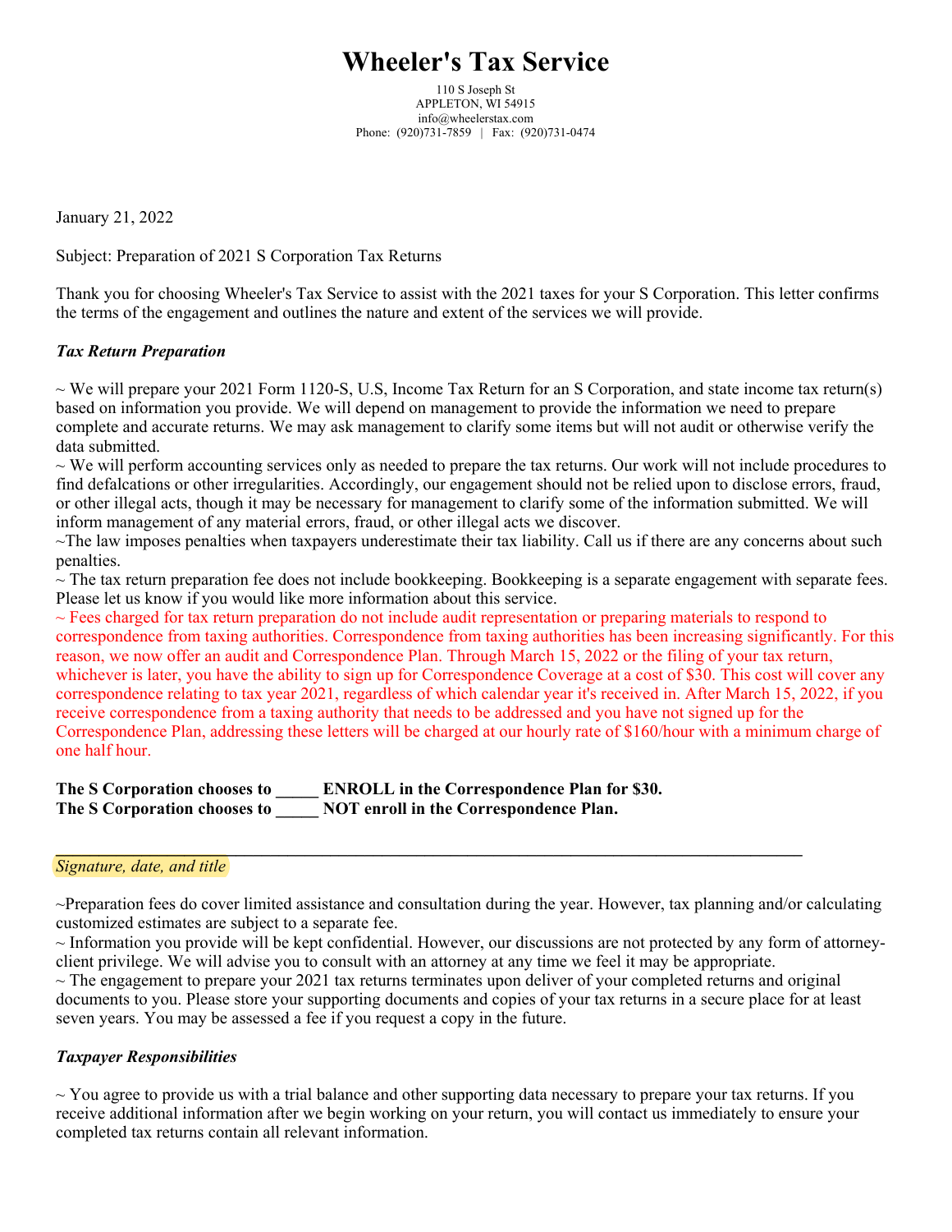# Wheeler's Tax Service

110 S Joseph St
APPLETON, WI 54915
info@wheelerstax.com
Phone: (920)731-7859 | Fax: (920)731-0474

January 21, 2022

Subject: Preparation of 2021 S Corporation Tax Returns

Thank you for choosing Wheeler's Tax Service to assist with the 2021 taxes for your S Corporation. This letter confirms the terms of the engagement and outlines the nature and extent of the services we will provide.

***Tax Return Preparation***

~ We will prepare your 2021 Form 1120-S, U.S, Income Tax Return for an S Corporation, and state income tax return(s) based on information you provide. We will depend on management to provide the information we need to prepare complete and accurate returns. We may ask management to clarify some items but will not audit or otherwise verify the data submitted.

~ We will perform accounting services only as needed to prepare the tax returns. Our work will not include procedures to find defalcations or other irregularities. Accordingly, our engagement should not be relied upon to disclose errors, fraud, or other illegal acts, though it may be necessary for management to clarify some of the information submitted. We will inform management of any material errors, fraud, or other illegal acts we discover.

~The law imposes penalties when taxpayers underestimate their tax liability. Call us if there are any concerns about such penalties.

~ The tax return preparation fee does not include bookkeeping. Bookkeeping is a separate engagement with separate fees. Please let us know if you would like more information about this service.

~ Fees charged for tax return preparation do not include audit representation or preparing materials to respond to correspondence from taxing authorities. Correspondence from taxing authorities has been increasing significantly. For this reason, we now offer an audit and Correspondence Plan. Through March 15, 2022 or the filing of your tax return, whichever is later, you have the ability to sign up for Correspondence Coverage at a cost of $30. This cost will cover any correspondence relating to tax year 2021, regardless of which calendar year it's received in. After March 15, 2022, if you receive correspondence from a taxing authority that needs to be addressed and you have not signed up for the Correspondence Plan, addressing these letters will be charged at our hourly rate of $160/hour with a minimum charge of one half hour.

**The S Corporation chooses to _____ ENROLL in the Correspondence Plan for $30.**
**The S Corporation chooses to _____ NOT enroll in the Correspondence Plan.**

_______________________________________________________________________________

*Signature, date, and title*

~Preparation fees do cover limited assistance and consultation during the year. However, tax planning and/or calculating customized estimates are subject to a separate fee.

~ Information you provide will be kept confidential. However, our discussions are not protected by any form of attorney-client privilege. We will advise you to consult with an attorney at any time we feel it may be appropriate.

~ The engagement to prepare your 2021 tax returns terminates upon deliver of your completed returns and original documents to you. Please store your supporting documents and copies of your tax returns in a secure place for at least seven years. You may be assessed a fee if you request a copy in the future.

***Taxpayer Responsibilities***

~ You agree to provide us with a trial balance and other supporting data necessary to prepare your tax returns. If you receive additional information after we begin working on your return, you will contact us immediately to ensure your completed tax returns contain all relevant information.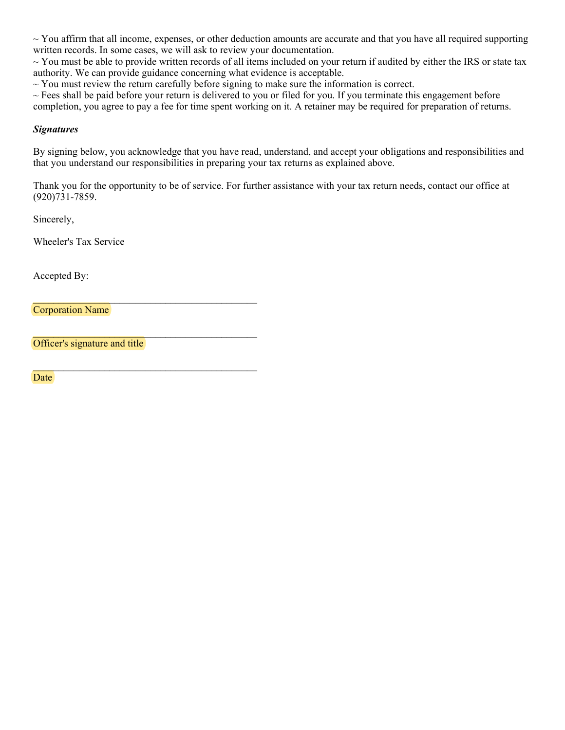~ You affirm that all income, expenses, or other deduction amounts are accurate and that you have all required supporting written records. In some cases, we will ask to review your documentation.
~ You must be able to provide written records of all items included on your return if audited by either the IRS or state tax authority. We can provide guidance concerning what evidence is acceptable.
~ You must review the return carefully before signing to make sure the information is correct.
~ Fees shall be paid before your return is delivered to you or filed for you. If you terminate this engagement before completion, you agree to pay a fee for time spent working on it. A retainer may be required for preparation of returns.

***Signatures***

By signing below, you acknowledge that you have read, understand, and accept your obligations and responsibilities and that you understand our responsibilities in preparing your tax returns as explained above.

Thank you for the opportunity to be of service. For further assistance with your tax return needs, contact our office at (920)731-7859.

Sincerely,

Wheeler's Tax Service

Accepted By:

____________________________________________
Corporation Name

____________________________________________
Officer's signature and title

____________________________________________
Date